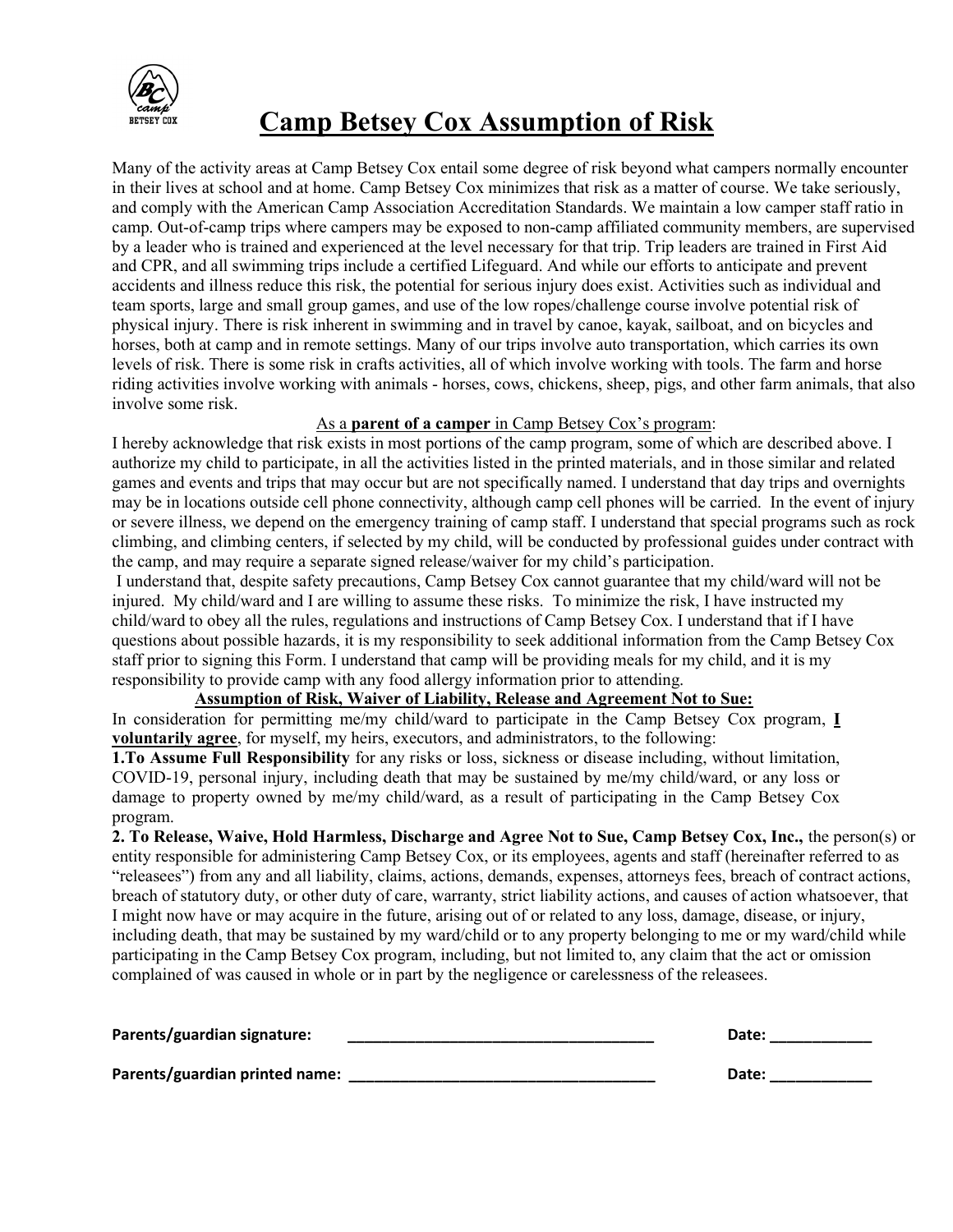# Camp Betsey Cox Assumption of Risk

Many of the activity areas at Camp Betsey Cox entail some degree of risk beyond what campers normally encounter in their lives at school and at home. Camp Betsey Cox minimizes that risk as a matter of course. We take seriously, and comply with the American Camp Association Accreditation Standards. We maintain a low camper staff ratio in camp. Out-of-camp trips where campers may be exposed to non-camp affiliated community members, are supervised by a leader who is trained and experienced at the level necessary for that trip. Trip leaders are trained in First Aid and CPR, and all swimming trips include a certified Lifeguard. And while our efforts to anticipate and prevent accidents and illness reduce this risk, the potential for serious injury does exist. Activities such as individual and team sports, large and small group games, and use of the low ropes/challenge course involve potential risk of physical injury. There is risk inherent in swimming and in travel by canoe, kayak, sailboat, and on bicycles and horses, both at camp and in remote settings. Many of our trips involve auto transportation, which carries its own levels of risk. There is some risk in crafts activities, all of which involve working with tools. The farm and horse riding activities involve working with animals - horses, cows, chickens, sheep, pigs, and other farm animals, that also involve some risk.

As a **parent of a camper** in Camp Betsey Cox's program:

I hereby acknowledge that risk exists in most portions of the camp program, some of which are described above. I authorize my child to participate, in all the activities listed in the printed materials, and in those similar and related games and events and trips that may occur but are not specifically named. I understand that day trips and overnights may be in locations outside cell phone connectivity, although camp cell phones will be carried. In the event of injury or severe illness, we depend on the emergency training of camp staff. I understand that special programs such as rock climbing, and climbing centers, if selected by my child, will be conducted by professional guides under contract with the camp, and may require a separate signed release/waiver for my child's participation.

I understand that, despite safety precautions, Camp Betsey Cox cannot guarantee that my child/ward will not be injured. My child/ward and I are willing to assume these risks. To minimize the risk, I have instructed my child/ward to obey all the rules, regulations and instructions of Camp Betsey Cox. I understand that if I have questions about possible hazards, it is my responsibility to seek additional information from the Camp Betsey Cox staff prior to signing this Form. I understand that camp will be providing meals for my child, and it is my responsibility to provide camp with any food allergy information prior to attending.

**Assumption of Risk, Waiver of Liability, Release and Agreement Not to Sue:**

In consideration for permitting me/my child/ward to participate in the Camp Betsey Cox program, **I voluntarily agree**, for myself, my heirs, executors, and administrators, to the following:

**1.To Assume Full Responsibility** for any risks or loss, sickness or disease including, without limitation, COVID-19, personal injury, including death that may be sustained by me/my child/ward, or any loss or damage to property owned by me/my child/ward, as a result of participating in the Camp Betsey Cox program.

**2. To Release, Waive, Hold Harmless, Discharge and Agree Not to Sue, Camp Betsey Cox, Inc.,** the person(s) or entity responsible for administering Camp Betsey Cox, or its employees, agents and staff (hereinafter referred to as "releasees") from any and all liability, claims, actions, demands, expenses, attorneys fees, breach of contract actions, breach of statutory duty, or other duty of care, warranty, strict liability actions, and causes of action whatsoever, that I might now have or may acquire in the future, arising out of or related to any loss, damage, disease, or injury, including death, that may be sustained by my ward/child or to any property belonging to me or my ward/child while participating in the Camp Betsey Cox program, including, but not limited to, any claim that the act or omission complained of was caused in whole or in part by the negligence or carelessness of the releasees.

**Parents/guardian signature:** ______________________________________ **Date:** ____________

**Parents/guardian printed name:** ______________________________________ **Date:** ____________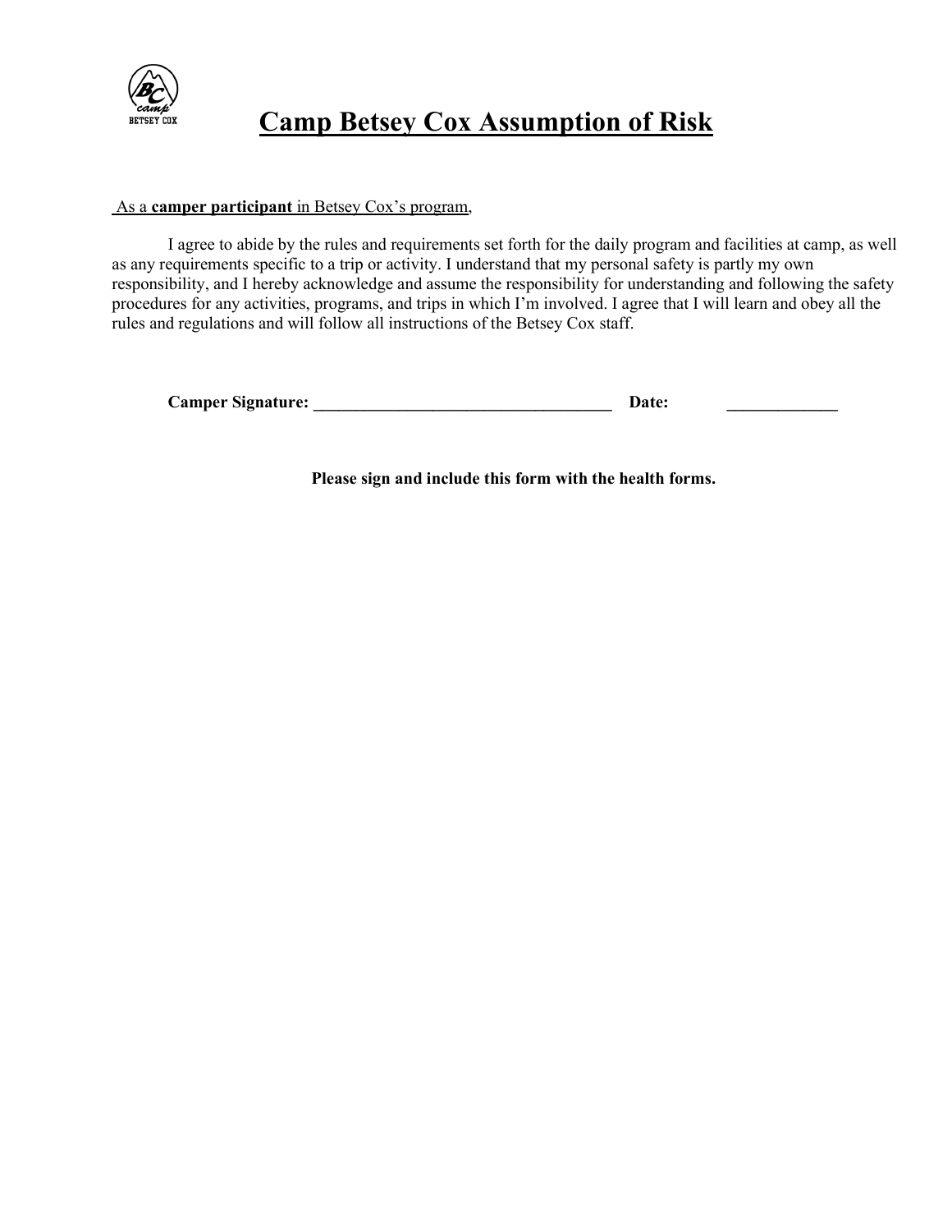# Camp Betsey Cox Assumption of Risk

As a **camper participant** in Betsey Cox's program,

I agree to abide by the rules and requirements set forth for the daily program and facilities at camp, as well as any requirements specific to a trip or activity. I understand that my personal safety is partly my own responsibility, and I hereby acknowledge and assume the responsibility for understanding and following the safety procedures for any activities, programs, and trips in which I'm involved. I agree that I will learn and obey all the rules and regulations and will follow all instructions of the Betsey Cox staff.

**Camper Signature: ___________________________________ Date: _____________**

**Please sign and include this form with the health forms.**